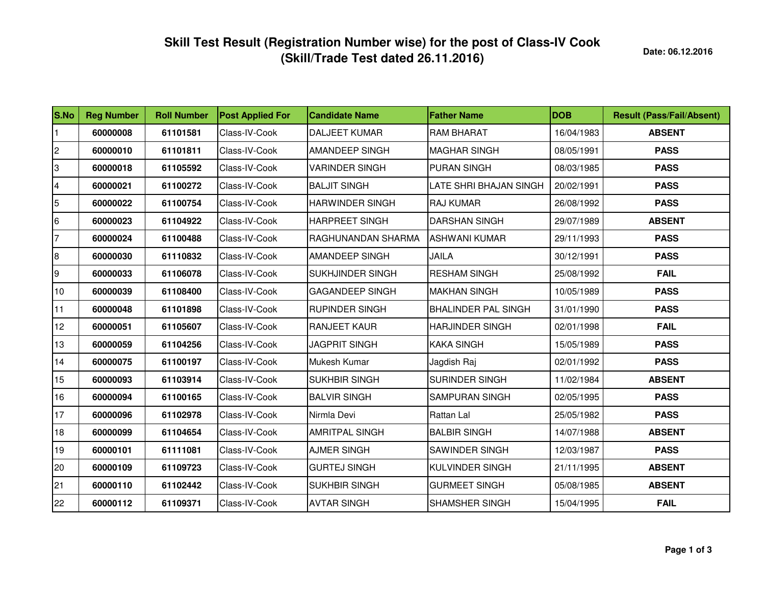# Skill Test Result (Registration Number wise) for the post of Class-IV Cook (Skill/Trade Test dated 26.11.2016)

**Date: 06.12.2016**

| S.No | Reg Number | Roll Number | Post Applied For | Candidate Name | Father Name | DOB | Result (Pass/Fail/Absent) |
|---|---|---|---|---|---|---|---|
| 1 | **60000008** | **61101581** | Class-IV-Cook | DALJEET KUMAR | RAM BHARAT | 16/04/1983 | **ABSENT** |
| 2 | **60000010** | **61101811** | Class-IV-Cook | AMANDEEP SINGH | MAGHAR SINGH | 08/05/1991 | **PASS** |
| 3 | **60000018** | **61105592** | Class-IV-Cook | VARINDER SINGH | PURAN SINGH | 08/03/1985 | **PASS** |
| 4 | **60000021** | **61100272** | Class-IV-Cook | BALJIT SINGH | LATE SHRI BHAJAN SINGH | 20/02/1991 | **PASS** |
| 5 | **60000022** | **61100754** | Class-IV-Cook | HARWINDER SINGH | RAJ KUMAR | 26/08/1992 | **PASS** |
| 6 | **60000023** | **61104922** | Class-IV-Cook | HARPREET SINGH | DARSHAN SINGH | 29/07/1989 | **ABSENT** |
| 7 | **60000024** | **61100488** | Class-IV-Cook | RAGHUNANDAN SHARMA | ASHWANI KUMAR | 29/11/1993 | **PASS** |
| 8 | **60000030** | **61110832** | Class-IV-Cook | AMANDEEP SINGH | JAILA | 30/12/1991 | **PASS** |
| 9 | **60000033** | **61106078** | Class-IV-Cook | SUKHJINDER SINGH | RESHAM SINGH | 25/08/1992 | **FAIL** |
| 10 | **60000039** | **61108400** | Class-IV-Cook | GAGANDEEP SINGH | MAKHAN SINGH | 10/05/1989 | **PASS** |
| 11 | **60000048** | **61101898** | Class-IV-Cook | RUPINDER SINGH | BHALINDER PAL SINGH | 31/01/1990 | **PASS** |
| 12 | **60000051** | **61105607** | Class-IV-Cook | RANJEET KAUR | HARJINDER SINGH | 02/01/1998 | **FAIL** |
| 13 | **60000059** | **61104256** | Class-IV-Cook | JAGPRIT SINGH | KAKA SINGH | 15/05/1989 | **PASS** |
| 14 | **60000075** | **61100197** | Class-IV-Cook | Mukesh Kumar | Jagdish Raj | 02/01/1992 | **PASS** |
| 15 | **60000093** | **61103914** | Class-IV-Cook | SUKHBIR SINGH | SURINDER SINGH | 11/02/1984 | **ABSENT** |
| 16 | **60000094** | **61100165** | Class-IV-Cook | BALVIR SINGH | SAMPURAN SINGH | 02/05/1995 | **PASS** |
| 17 | **60000096** | **61102978** | Class-IV-Cook | Nirmla Devi | Rattan Lal | 25/05/1982 | **PASS** |
| 18 | **60000099** | **61104654** | Class-IV-Cook | AMRITPAL SINGH | BALBIR SINGH | 14/07/1988 | **ABSENT** |
| 19 | **60000101** | **61111081** | Class-IV-Cook | AJMER SINGH | SAWINDER SINGH | 12/03/1987 | **PASS** |
| 20 | **60000109** | **61109723** | Class-IV-Cook | GURTEJ SINGH | KULVINDER SINGH | 21/11/1995 | **ABSENT** |
| 21 | **60000110** | **61102442** | Class-IV-Cook | SUKHBIR SINGH | GURMEET SINGH | 05/08/1985 | **ABSENT** |
| 22 | **60000112** | **61109371** | Class-IV-Cook | AVTAR SINGH | SHAMSHER SINGH | 15/04/1995 | **FAIL** |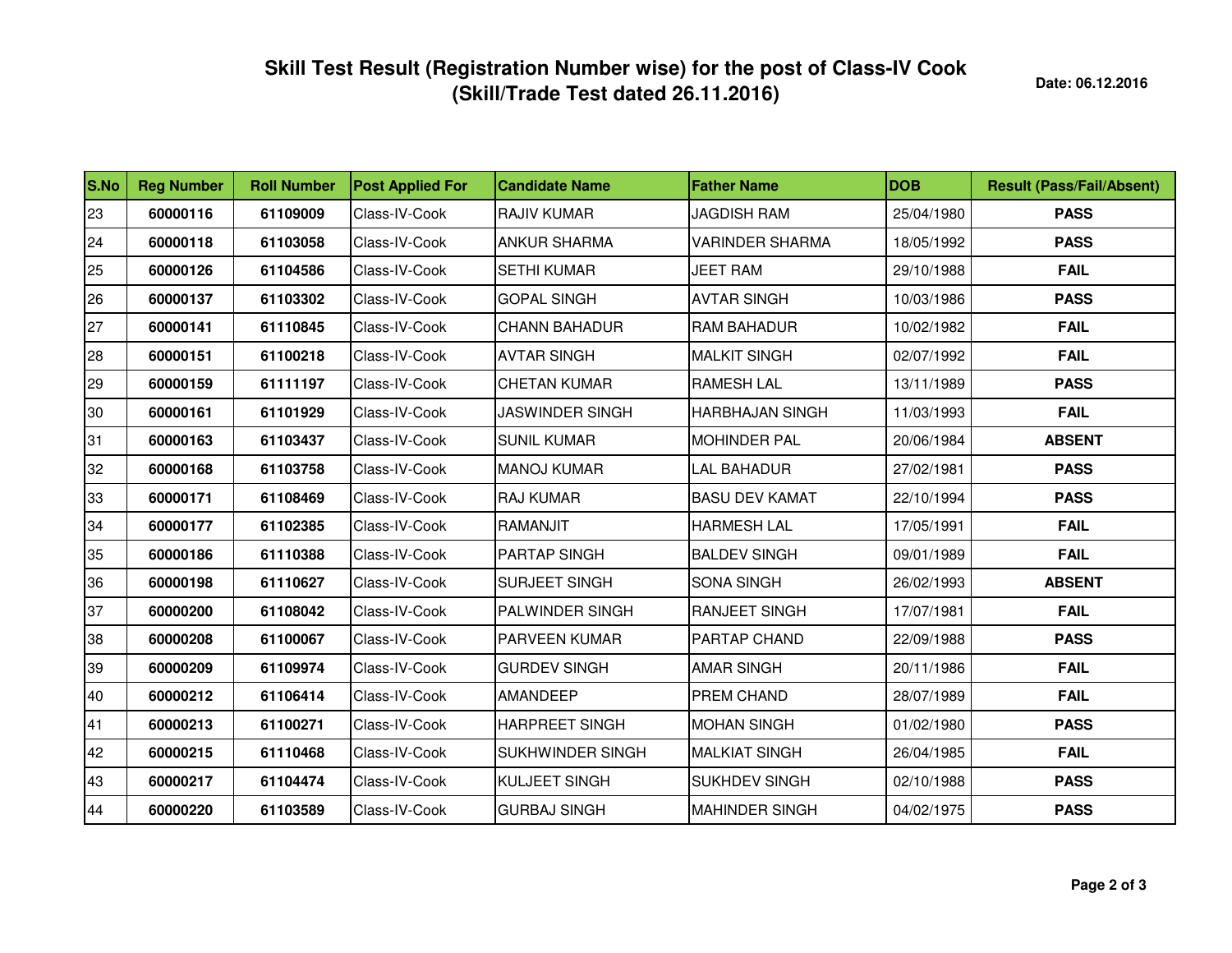# Skill Test Result (Registration Number wise) for the post of Class-IV Cook
## (Skill/Trade Test dated 26.11.2016)

**Date: 06.12.2016**

| S.No | Reg Number | Roll Number | Post Applied For | Candidate Name | Father Name | DOB | Result (Pass/Fail/Absent) |
|---|---|---|---|---|---|---|---|
| 23 | **60000116** | **61109009** | Class-IV-Cook | RAJIV KUMAR | JAGDISH RAM | 25/04/1980 | **PASS** |
| 24 | **60000118** | **61103058** | Class-IV-Cook | ANKUR SHARMA | VARINDER SHARMA | 18/05/1992 | **PASS** |
| 25 | **60000126** | **61104586** | Class-IV-Cook | SETHI KUMAR | JEET RAM | 29/10/1988 | **FAIL** |
| 26 | **60000137** | **61103302** | Class-IV-Cook | GOPAL SINGH | AVTAR SINGH | 10/03/1986 | **PASS** |
| 27 | **60000141** | **61110845** | Class-IV-Cook | CHANN BAHADUR | RAM BAHADUR | 10/02/1982 | **FAIL** |
| 28 | **60000151** | **61100218** | Class-IV-Cook | AVTAR SINGH | MALKIT SINGH | 02/07/1992 | **FAIL** |
| 29 | **60000159** | **61111197** | Class-IV-Cook | CHETAN KUMAR | RAMESH LAL | 13/11/1989 | **PASS** |
| 30 | **60000161** | **61101929** | Class-IV-Cook | JASWINDER SINGH | HARBHAJAN SINGH | 11/03/1993 | **FAIL** |
| 31 | **60000163** | **61103437** | Class-IV-Cook | SUNIL KUMAR | MOHINDER PAL | 20/06/1984 | **ABSENT** |
| 32 | **60000168** | **61103758** | Class-IV-Cook | MANOJ KUMAR | LAL BAHADUR | 27/02/1981 | **PASS** |
| 33 | **60000171** | **61108469** | Class-IV-Cook | RAJ KUMAR | BASU DEV KAMAT | 22/10/1994 | **PASS** |
| 34 | **60000177** | **61102385** | Class-IV-Cook | RAMANJIT | HARMESH LAL | 17/05/1991 | **FAIL** |
| 35 | **60000186** | **61110388** | Class-IV-Cook | PARTAP SINGH | BALDEV SINGH | 09/01/1989 | **FAIL** |
| 36 | **60000198** | **61110627** | Class-IV-Cook | SURJEET SINGH | SONA SINGH | 26/02/1993 | **ABSENT** |
| 37 | **60000200** | **61108042** | Class-IV-Cook | PALWINDER SINGH | RANJEET SINGH | 17/07/1981 | **FAIL** |
| 38 | **60000208** | **61100067** | Class-IV-Cook | PARVEEN KUMAR | PARTAP CHAND | 22/09/1988 | **PASS** |
| 39 | **60000209** | **61109974** | Class-IV-Cook | GURDEV SINGH | AMAR SINGH | 20/11/1986 | **FAIL** |
| 40 | **60000212** | **61106414** | Class-IV-Cook | AMANDEEP | PREM CHAND | 28/07/1989 | **FAIL** |
| 41 | **60000213** | **61100271** | Class-IV-Cook | HARPREET SINGH | MOHAN SINGH | 01/02/1980 | **PASS** |
| 42 | **60000215** | **61110468** | Class-IV-Cook | SUKHWINDER SINGH | MALKIAT SINGH | 26/04/1985 | **FAIL** |
| 43 | **60000217** | **61104474** | Class-IV-Cook | KULJEET SINGH | SUKHDEV SINGH | 02/10/1988 | **PASS** |
| 44 | **60000220** | **61103589** | Class-IV-Cook | GURBAJ SINGH | MAHINDER SINGH | 04/02/1975 | **PASS** |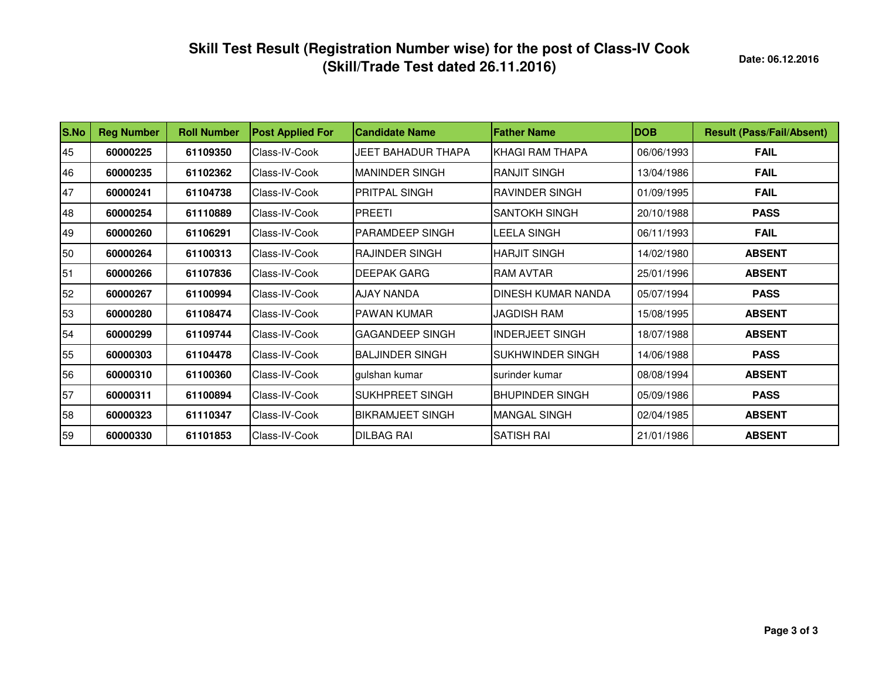# Skill Test Result (Registration Number wise) for the post of Class-IV Cook (Skill/Trade Test dated 26.11.2016)

**Date: 06.12.2016**

| S.No | Reg Number | Roll Number | Post Applied For | Candidate Name | Father Name | DOB | Result (Pass/Fail/Absent) |
|---|---|---|---|---|---|---|---|
| 45 | **60000225** | **61109350** | Class-IV-Cook | JEET BAHADUR THAPA | KHAGI RAM THAPA | 06/06/1993 | **FAIL** |
| 46 | **60000235** | **61102362** | Class-IV-Cook | MANINDER SINGH | RANJIT SINGH | 13/04/1986 | **FAIL** |
| 47 | **60000241** | **61104738** | Class-IV-Cook | PRITPAL SINGH | RAVINDER SINGH | 01/09/1995 | **FAIL** |
| 48 | **60000254** | **61110889** | Class-IV-Cook | PREETI | SANTOKH SINGH | 20/10/1988 | **PASS** |
| 49 | **60000260** | **61106291** | Class-IV-Cook | PARAMDEEP SINGH | LEELA SINGH | 06/11/1993 | **FAIL** |
| 50 | **60000264** | **61100313** | Class-IV-Cook | RAJINDER SINGH | HARJIT SINGH | 14/02/1980 | **ABSENT** |
| 51 | **60000266** | **61107836** | Class-IV-Cook | DEEPAK GARG | RAM AVTAR | 25/01/1996 | **ABSENT** |
| 52 | **60000267** | **61100994** | Class-IV-Cook | AJAY NANDA | DINESH KUMAR NANDA | 05/07/1994 | **PASS** |
| 53 | **60000280** | **61108474** | Class-IV-Cook | PAWAN KUMAR | JAGDISH RAM | 15/08/1995 | **ABSENT** |
| 54 | **60000299** | **61109744** | Class-IV-Cook | GAGANDEEP SINGH | INDERJEET SINGH | 18/07/1988 | **ABSENT** |
| 55 | **60000303** | **61104478** | Class-IV-Cook | BALJINDER SINGH | SUKHWINDER SINGH | 14/06/1988 | **PASS** |
| 56 | **60000310** | **61100360** | Class-IV-Cook | gulshan kumar | surinder kumar | 08/08/1994 | **ABSENT** |
| 57 | **60000311** | **61100894** | Class-IV-Cook | SUKHPREET SINGH | BHUPINDER SINGH | 05/09/1986 | **PASS** |
| 58 | **60000323** | **61110347** | Class-IV-Cook | BIKRAMJEET SINGH | MANGAL SINGH | 02/04/1985 | **ABSENT** |
| 59 | **60000330** | **61101853** | Class-IV-Cook | DILBAG RAI | SATISH RAI | 21/01/1986 | **ABSENT** |